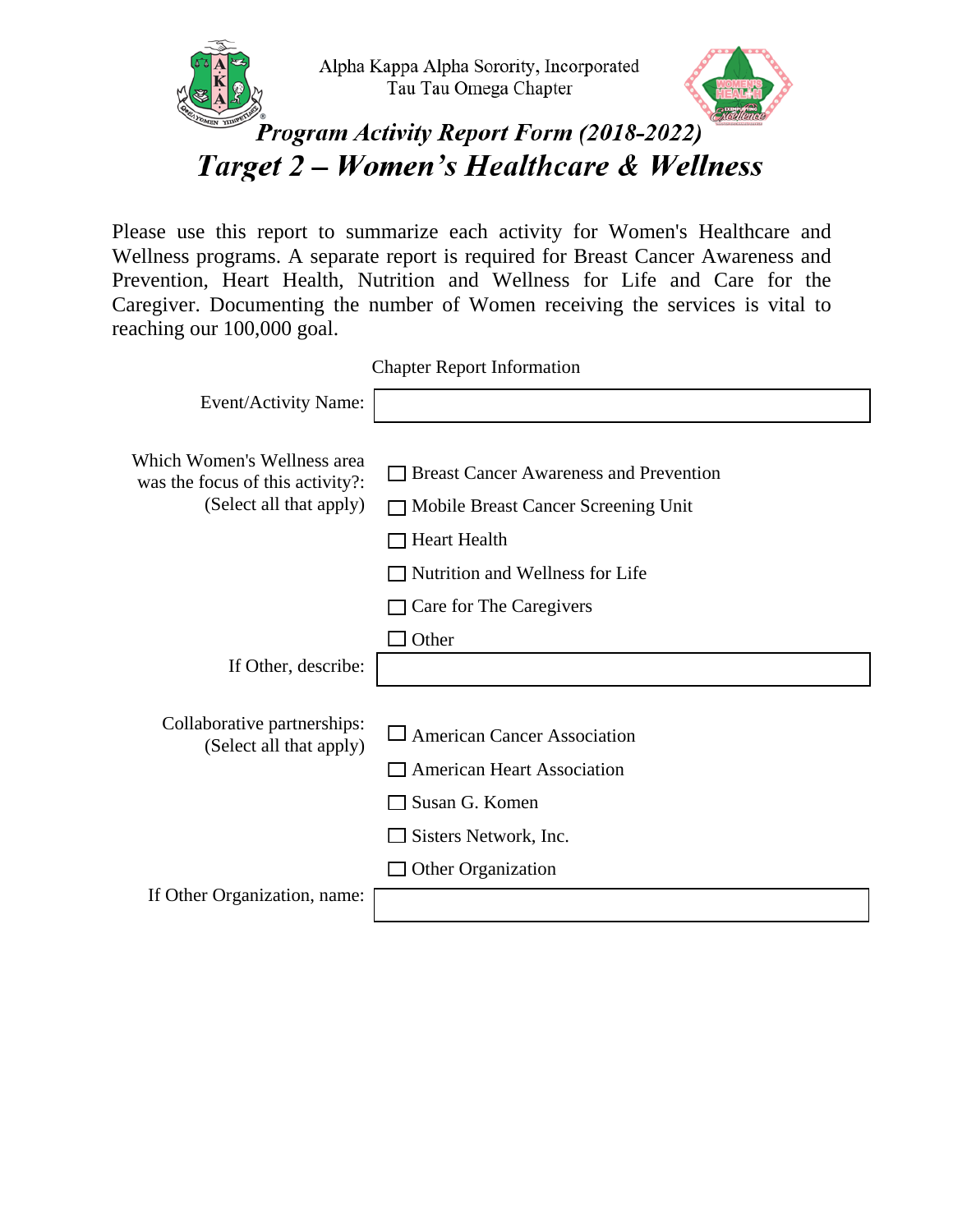Alpha Kappa Alpha Sorority, Incorporated
Tau Tau Omega Chapter

# *Program Activity Report Form (2018-2022)*

# *Target 2 – Women's Healthcare & Wellness*

Please use this report to summarize each activity for Women's Healthcare and Wellness programs. A separate report is required for Breast Cancer Awareness and Prevention, Heart Health, Nutrition and Wellness for Life and Care for the Caregiver. Documenting the number of Women receiving the services is vital to reaching our 100,000 goal.

Chapter Report Information

Event/Activity Name: ____________________

Which Women's Wellness area was the focus of this activity?: (Select all that apply)

- ☐ Breast Cancer Awareness and Prevention
- ☐ Mobile Breast Cancer Screening Unit
- ☐ Heart Health
- ☐ Nutrition and Wellness for Life
- ☐ Care for The Caregivers
- ☐ Other

If Other, describe: ____________________

Collaborative partnerships: (Select all that apply)

- ☐ American Cancer Association
- ☐ American Heart Association
- ☐ Susan G. Komen
- ☐ Sisters Network, Inc.
- ☐ Other Organization

If Other Organization, name: ____________________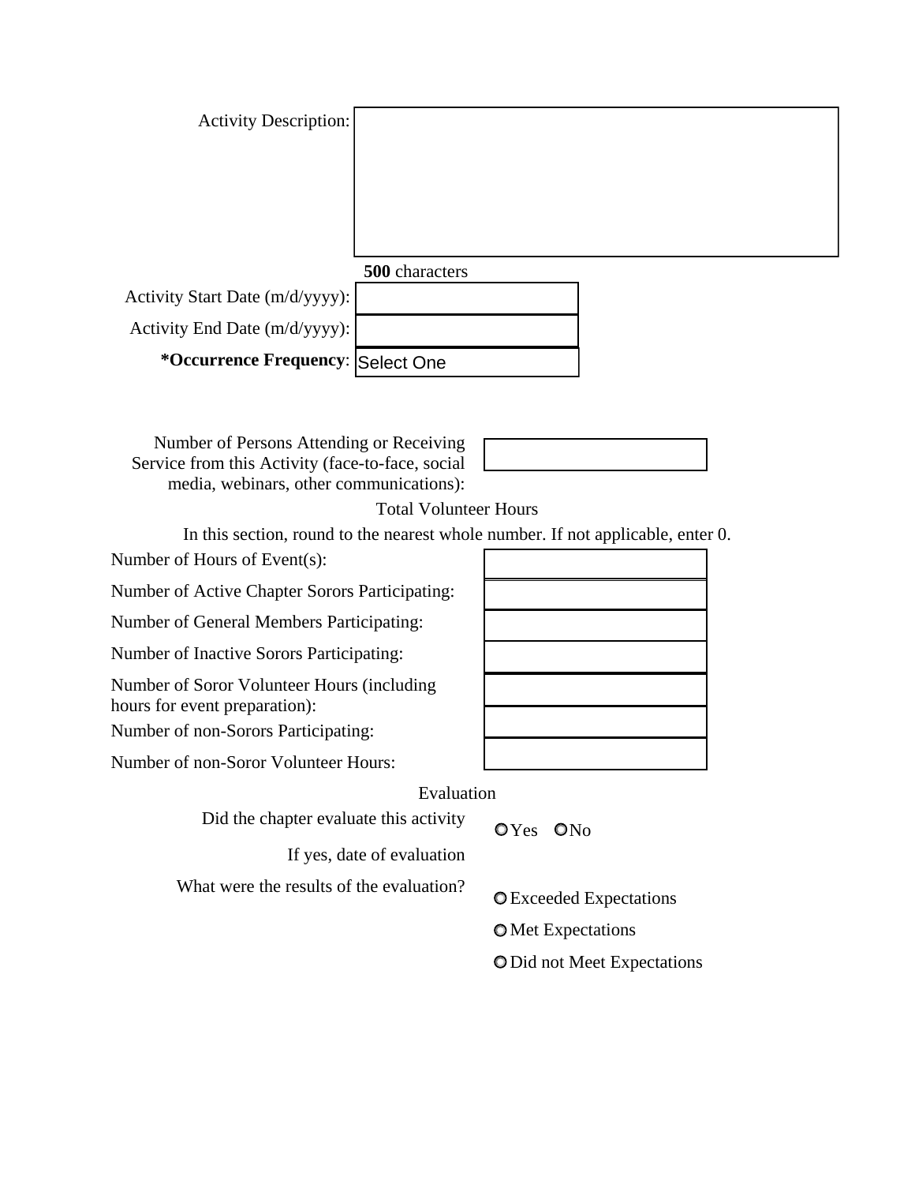Activity Description:

**500** characters

Activity Start Date (m/d/yyyy):

Activity End Date (m/d/yyyy):

***Occurrence Frequency**: Select One

Number of Persons Attending or Receiving Service from this Activity (face-to-face, social media, webinars, other communications):

Total Volunteer Hours

In this section, round to the nearest whole number. If not applicable, enter 0.

Number of Hours of Event(s):

Number of Active Chapter Sorors Participating:

Number of General Members Participating:

Number of Inactive Sorors Participating:

Number of Soror Volunteer Hours (including hours for event preparation):

Number of non-Sorors Participating:

Number of non-Soror Volunteer Hours:

Evaluation

Did the chapter evaluate this activity ○ Yes ○ No

If yes, date of evaluation

What were the results of the evaluation?

○ Exceeded Expectations

○ Met Expectations

○ Did not Meet Expectations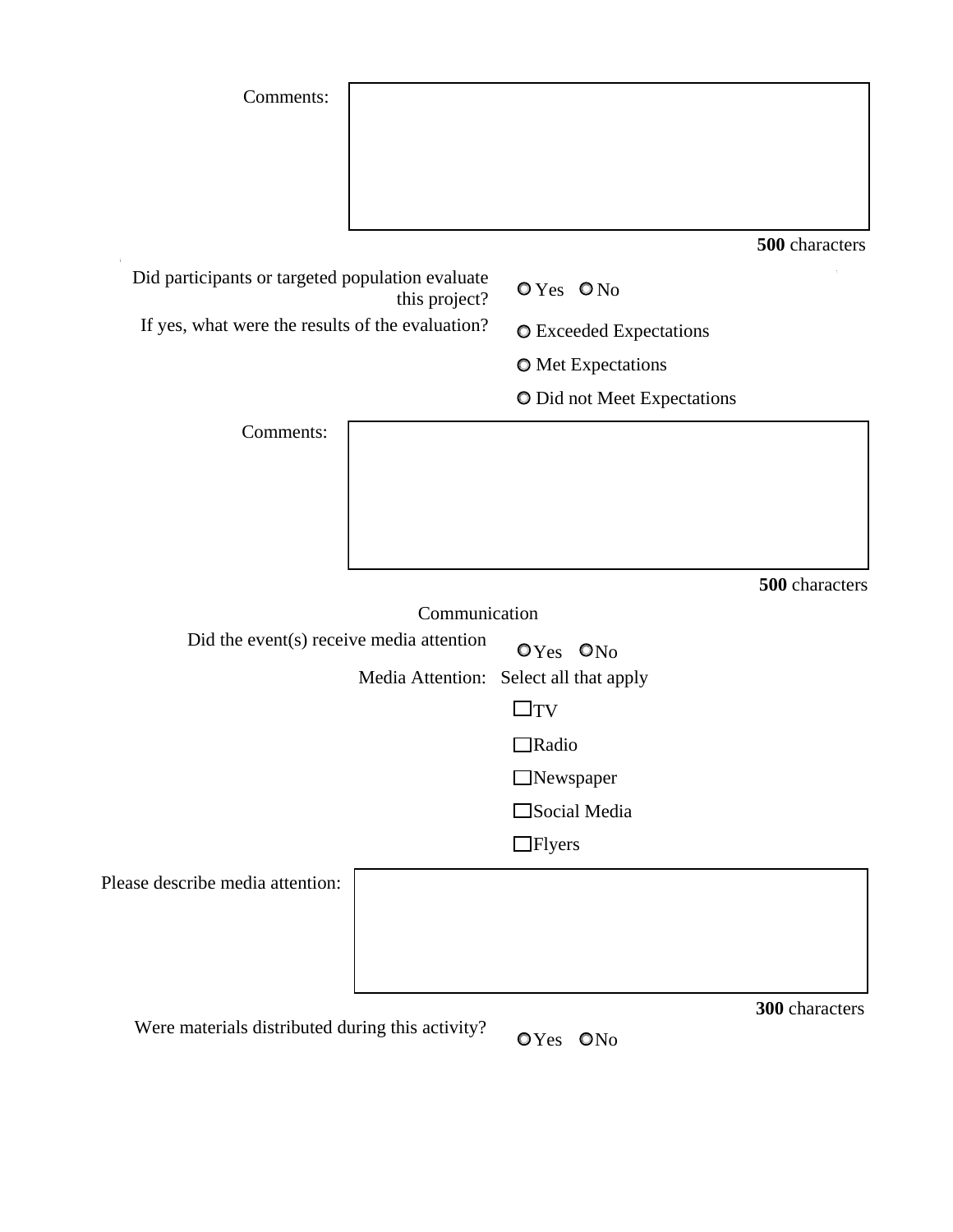Comments:

**500** characters

Did participants or targeted population evaluate this project? ○ Yes ○ No

If yes, what were the results of the evaluation?

○ Exceeded Expectations

○ Met Expectations

○ Did not Meet Expectations

Comments:

**500** characters

## Communication

Did the event(s) receive media attention ○ Yes ○ No

Media Attention: Select all that apply

☐ TV

☐ Radio

☐ Newspaper

☐ Social Media

☐ Flyers

Please describe media attention:

**300** characters

Were materials distributed during this activity? ○ Yes ○ No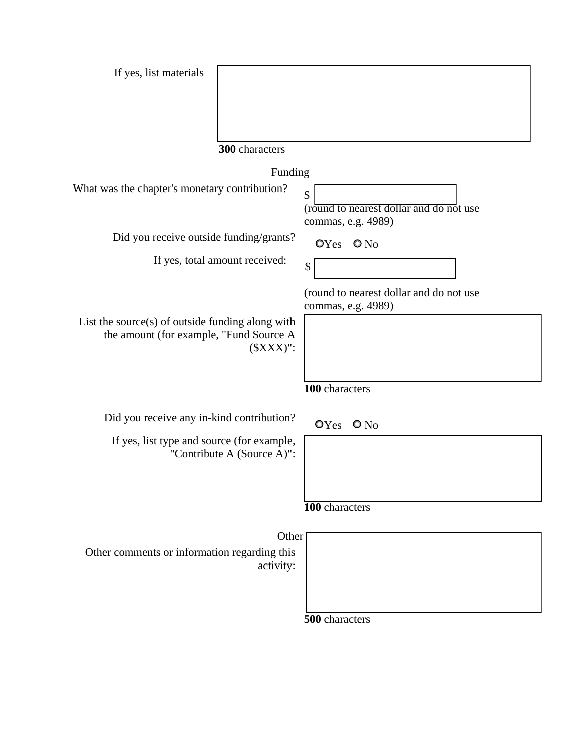If yes, list materials

**300** characters

## Funding

What was the chapter's monetary contribution? $

(round to nearest dollar and do not use commas, e.g. 4989)

Did you receive outside funding/grants? ○ Yes ○ No

If yes, total amount received: $

(round to nearest dollar and do not use commas, e.g. 4989)

List the source(s) of outside funding along with the amount (for example, "Fund Source A ($XXX)":

**100** characters

Did you receive any in-kind contribution? ○ Yes ○ No

If yes, list type and source (for example, "Contribute A (Source A)":

**100** characters

## Other

Other comments or information regarding this activity:

**500** characters